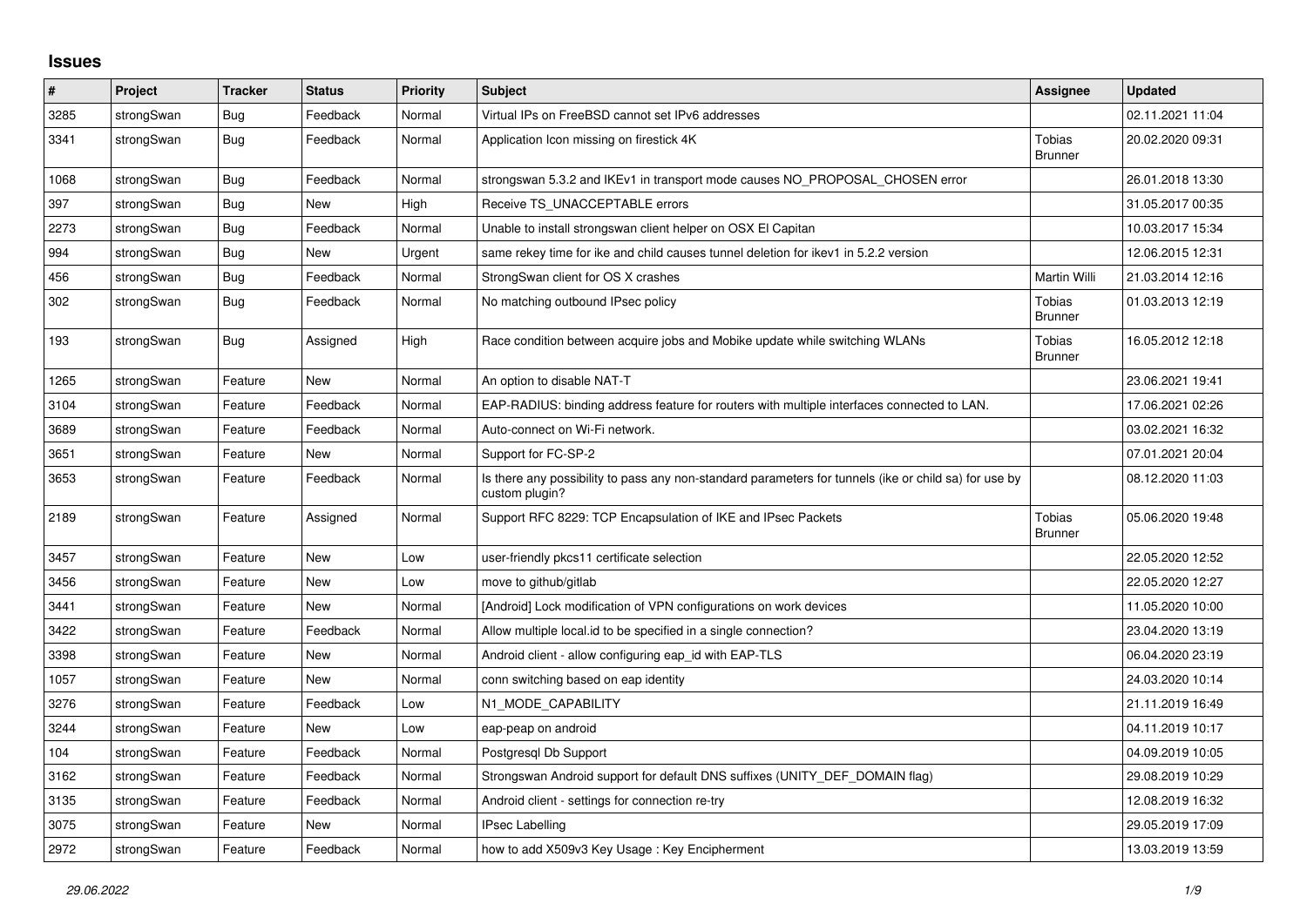# Issues

| # | Project | Tracker | Status | Priority | Subject | Assignee | Updated |
|---|---|---|---|---|---|---|---|
| 3285 | strongSwan | Bug | Feedback | Normal | Virtual IPs on FreeBSD cannot set IPv6 addresses | | 02.11.2021 11:04 |
| 3341 | strongSwan | Bug | Feedback | Normal | Application Icon missing on firestick 4K | Tobias Brunner | 20.02.2020 09:31 |
| 1068 | strongSwan | Bug | Feedback | Normal | strongswan 5.3.2 and IKEv1 in transport mode causes NO_PROPOSAL_CHOSEN error | | 26.01.2018 13:30 |
| 397 | strongSwan | Bug | New | High | Receive TS_UNACCEPTABLE errors | | 31.05.2017 00:35 |
| 2273 | strongSwan | Bug | Feedback | Normal | Unable to install strongswan client helper on OSX El Capitan | | 10.03.2017 15:34 |
| 994 | strongSwan | Bug | New | Urgent | same rekey time for ike and child causes tunnel deletion for ikev1 in 5.2.2 version | | 12.06.2015 12:31 |
| 456 | strongSwan | Bug | Feedback | Normal | StrongSwan client for OS X crashes | Martin Willi | 21.03.2014 12:16 |
| 302 | strongSwan | Bug | Feedback | Normal | No matching outbound IPsec policy | Tobias Brunner | 01.03.2013 12:19 |
| 193 | strongSwan | Bug | Assigned | High | Race condition between acquire jobs and Mobike update while switching WLANs | Tobias Brunner | 16.05.2012 12:18 |
| 1265 | strongSwan | Feature | New | Normal | An option to disable NAT-T | | 23.06.2021 19:41 |
| 3104 | strongSwan | Feature | Feedback | Normal | EAP-RADIUS: binding address feature for routers with multiple interfaces connected to LAN. | | 17.06.2021 02:26 |
| 3689 | strongSwan | Feature | Feedback | Normal | Auto-connect on Wi-Fi network. | | 03.02.2021 16:32 |
| 3651 | strongSwan | Feature | New | Normal | Support for FC-SP-2 | | 07.01.2021 20:04 |
| 3653 | strongSwan | Feature | Feedback | Normal | Is there any possibility to pass any non-standard parameters for tunnels (ike or child sa) for use by custom plugin? | | 08.12.2020 11:03 |
| 2189 | strongSwan | Feature | Assigned | Normal | Support RFC 8229: TCP Encapsulation of IKE and IPsec Packets | Tobias Brunner | 05.06.2020 19:48 |
| 3457 | strongSwan | Feature | New | Low | user-friendly pkcs11 certificate selection | | 22.05.2020 12:52 |
| 3456 | strongSwan | Feature | New | Low | move to github/gitlab | | 22.05.2020 12:27 |
| 3441 | strongSwan | Feature | New | Normal | [Android] Lock modification of VPN configurations on work devices | | 11.05.2020 10:00 |
| 3422 | strongSwan | Feature | Feedback | Normal | Allow multiple local.id to be specified in a single connection? | | 23.04.2020 13:19 |
| 3398 | strongSwan | Feature | New | Normal | Android client - allow configuring eap_id with EAP-TLS | | 06.04.2020 23:19 |
| 1057 | strongSwan | Feature | New | Normal | conn switching based on eap identity | | 24.03.2020 10:14 |
| 3276 | strongSwan | Feature | Feedback | Low | N1_MODE_CAPABILITY | | 21.11.2019 16:49 |
| 3244 | strongSwan | Feature | New | Low | eap-peap on android | | 04.11.2019 10:17 |
| 104 | strongSwan | Feature | Feedback | Normal | Postgresql Db Support | | 04.09.2019 10:05 |
| 3162 | strongSwan | Feature | Feedback | Normal | Strongswan Android support for default DNS suffixes (UNITY_DEF_DOMAIN flag) | | 29.08.2019 10:29 |
| 3135 | strongSwan | Feature | Feedback | Normal | Android client - settings for connection re-try | | 12.08.2019 16:32 |
| 3075 | strongSwan | Feature | New | Normal | IPsec Labelling | | 29.05.2019 17:09 |
| 2972 | strongSwan | Feature | Feedback | Normal | how to add X509v3 Key Usage: Key Encipherment | | 13.03.2019 13:59 |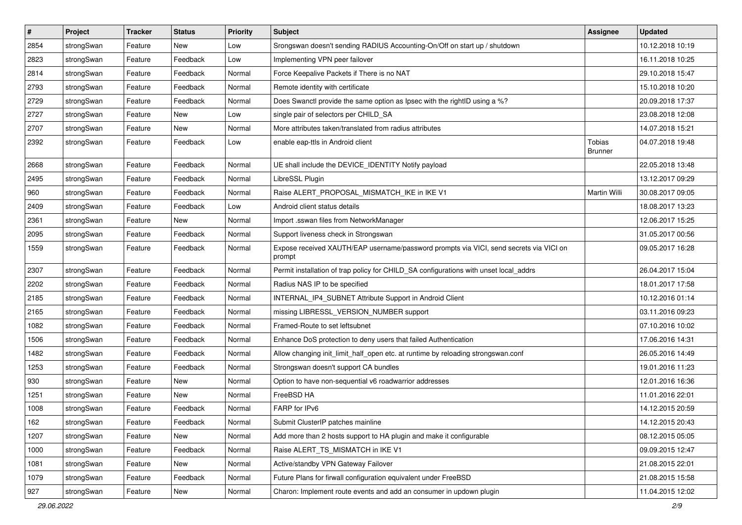| # | Project | Tracker | Status | Priority | Subject | Assignee | Updated |
|---|---|---|---|---|---|---|---|
| 2854 | strongSwan | Feature | New | Low | Srongswan doesn't sending RADIUS Accounting-On/Off on start up / shutdown | | 10.12.2018 10:19 |
| 2823 | strongSwan | Feature | Feedback | Low | Implementing VPN peer failover | | 16.11.2018 10:25 |
| 2814 | strongSwan | Feature | Feedback | Normal | Force Keepalive Packets if There is no NAT | | 29.10.2018 15:47 |
| 2793 | strongSwan | Feature | Feedback | Normal | Remote identity with certificate | | 15.10.2018 10:20 |
| 2729 | strongSwan | Feature | Feedback | Normal | Does Swanctl provide the same option as Ipsec with the rightID using a %? | | 20.09.2018 17:37 |
| 2727 | strongSwan | Feature | New | Low | single pair of selectors per CHILD_SA | | 23.08.2018 12:08 |
| 2707 | strongSwan | Feature | New | Normal | More attributes taken/translated from radius attributes | | 14.07.2018 15:21 |
| 2392 | strongSwan | Feature | Feedback | Low | enable eap-ttls in Android client | Tobias Brunner | 04.07.2018 19:48 |
| 2668 | strongSwan | Feature | Feedback | Normal | UE shall include the DEVICE_IDENTITY Notify payload | | 22.05.2018 13:48 |
| 2495 | strongSwan | Feature | Feedback | Normal | LibreSSL Plugin | | 13.12.2017 09:29 |
| 960 | strongSwan | Feature | Feedback | Normal | Raise ALERT_PROPOSAL_MISMATCH_IKE in IKE V1 | Martin Willi | 30.08.2017 09:05 |
| 2409 | strongSwan | Feature | Feedback | Low | Android client status details | | 18.08.2017 13:23 |
| 2361 | strongSwan | Feature | New | Normal | Import .sswan files from NetworkManager | | 12.06.2017 15:25 |
| 2095 | strongSwan | Feature | Feedback | Normal | Support liveness check in Strongswan | | 31.05.2017 00:56 |
| 1559 | strongSwan | Feature | Feedback | Normal | Expose received XAUTH/EAP username/password prompts via VICI, send secrets via VICI on prompt | | 09.05.2017 16:28 |
| 2307 | strongSwan | Feature | Feedback | Normal | Permit installation of trap policy for CHILD_SA configurations with unset local_addrs | | 26.04.2017 15:04 |
| 2202 | strongSwan | Feature | Feedback | Normal | Radius NAS IP to be specified | | 18.01.2017 17:58 |
| 2185 | strongSwan | Feature | Feedback | Normal | INTERNAL_IP4_SUBNET Attribute Support in Android Client | | 10.12.2016 01:14 |
| 2165 | strongSwan | Feature | Feedback | Normal | missing LIBRESSL_VERSION_NUMBER support | | 03.11.2016 09:23 |
| 1082 | strongSwan | Feature | Feedback | Normal | Framed-Route to set leftsubnet | | 07.10.2016 10:02 |
| 1506 | strongSwan | Feature | Feedback | Normal | Enhance DoS protection to deny users that failed Authentication | | 17.06.2016 14:31 |
| 1482 | strongSwan | Feature | Feedback | Normal | Allow changing init_limit_half_open etc. at runtime by reloading strongswan.conf | | 26.05.2016 14:49 |
| 1253 | strongSwan | Feature | Feedback | Normal | Strongswan doesn't support CA bundles | | 19.01.2016 11:23 |
| 930 | strongSwan | Feature | New | Normal | Option to have non-sequential v6 roadwarrior addresses | | 12.01.2016 16:36 |
| 1251 | strongSwan | Feature | New | Normal | FreeBSD HA | | 11.01.2016 22:01 |
| 1008 | strongSwan | Feature | Feedback | Normal | FARP for IPv6 | | 14.12.2015 20:59 |
| 162 | strongSwan | Feature | Feedback | Normal | Submit ClusterIP patches mainline | | 14.12.2015 20:43 |
| 1207 | strongSwan | Feature | New | Normal | Add more than 2 hosts support to HA plugin and make it configurable | | 08.12.2015 05:05 |
| 1000 | strongSwan | Feature | Feedback | Normal | Raise ALERT_TS_MISMATCH in IKE V1 | | 09.09.2015 12:47 |
| 1081 | strongSwan | Feature | New | Normal | Active/standby VPN Gateway Failover | | 21.08.2015 22:01 |
| 1079 | strongSwan | Feature | Feedback | Normal | Future Plans for firwall configuration equivalent under FreeBSD | | 21.08.2015 15:58 |
| 927 | strongSwan | Feature | New | Normal | Charon: Implement route events and add an consumer in updown plugin | | 11.04.2015 12:02 |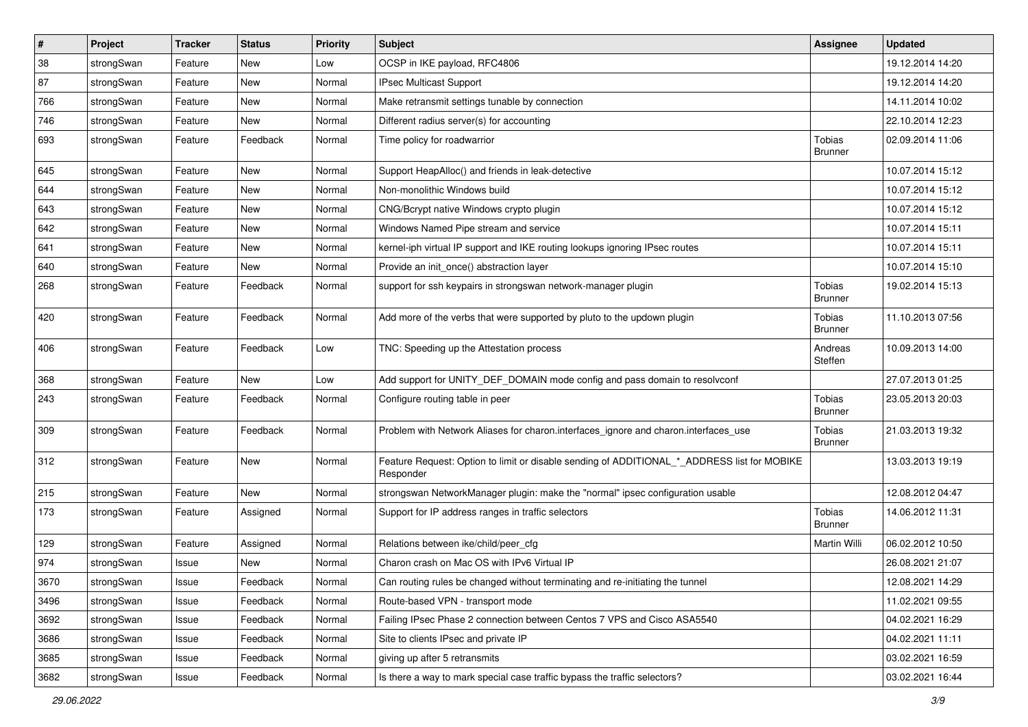| # | Project | Tracker | Status | Priority | Subject | Assignee | Updated |
|---|---|---|---|---|---|---|---|
| 38 | strongSwan | Feature | New | Low | OCSP in IKE payload, RFC4806 | | 19.12.2014 14:20 |
| 87 | strongSwan | Feature | New | Normal | IPsec Multicast Support | | 19.12.2014 14:20 |
| 766 | strongSwan | Feature | New | Normal | Make retransmit settings tunable by connection | | 14.11.2014 10:02 |
| 746 | strongSwan | Feature | New | Normal | Different radius server(s) for accounting | | 22.10.2014 12:23 |
| 693 | strongSwan | Feature | Feedback | Normal | Time policy for roadwarrior | Tobias Brunner | 02.09.2014 11:06 |
| 645 | strongSwan | Feature | New | Normal | Support HeapAlloc() and friends in leak-detective | | 10.07.2014 15:12 |
| 644 | strongSwan | Feature | New | Normal | Non-monolithic Windows build | | 10.07.2014 15:12 |
| 643 | strongSwan | Feature | New | Normal | CNG/Bcrypt native Windows crypto plugin | | 10.07.2014 15:12 |
| 642 | strongSwan | Feature | New | Normal | Windows Named Pipe stream and service | | 10.07.2014 15:11 |
| 641 | strongSwan | Feature | New | Normal | kernel-iph virtual IP support and IKE routing lookups ignoring IPsec routes | | 10.07.2014 15:11 |
| 640 | strongSwan | Feature | New | Normal | Provide an init_once() abstraction layer | | 10.07.2014 15:10 |
| 268 | strongSwan | Feature | Feedback | Normal | support for ssh keypairs in strongswan network-manager plugin | Tobias Brunner | 19.02.2014 15:13 |
| 420 | strongSwan | Feature | Feedback | Normal | Add more of the verbs that were supported by pluto to the updown plugin | Tobias Brunner | 11.10.2013 07:56 |
| 406 | strongSwan | Feature | Feedback | Low | TNC: Speeding up the Attestation process | Andreas Steffen | 10.09.2013 14:00 |
| 368 | strongSwan | Feature | New | Low | Add support for UNITY_DEF_DOMAIN mode config and pass domain to resolvconf | | 27.07.2013 01:25 |
| 243 | strongSwan | Feature | Feedback | Normal | Configure routing table in peer | Tobias Brunner | 23.05.2013 20:03 |
| 309 | strongSwan | Feature | Feedback | Normal | Problem with Network Aliases for charon.interfaces_ignore and charon.interfaces_use | Tobias Brunner | 21.03.2013 19:32 |
| 312 | strongSwan | Feature | New | Normal | Feature Request: Option to limit or disable sending of ADDITIONAL_*_ADDRESS list for MOBIKE Responder | | 13.03.2013 19:19 |
| 215 | strongSwan | Feature | New | Normal | strongswan NetworkManager plugin: make the "normal" ipsec configuration usable | | 12.08.2012 04:47 |
| 173 | strongSwan | Feature | Assigned | Normal | Support for IP address ranges in traffic selectors | Tobias Brunner | 14.06.2012 11:31 |
| 129 | strongSwan | Feature | Assigned | Normal | Relations between ike/child/peer_cfg | Martin Willi | 06.02.2012 10:50 |
| 974 | strongSwan | Issue | New | Normal | Charon crash on Mac OS with IPv6 Virtual IP | | 26.08.2021 21:07 |
| 3670 | strongSwan | Issue | Feedback | Normal | Can routing rules be changed without terminating and re-initiating the tunnel | | 12.08.2021 14:29 |
| 3496 | strongSwan | Issue | Feedback | Normal | Route-based VPN - transport mode | | 11.02.2021 09:55 |
| 3692 | strongSwan | Issue | Feedback | Normal | Failing IPsec Phase 2 connection between Centos 7 VPS and Cisco ASA5540 | | 04.02.2021 16:29 |
| 3686 | strongSwan | Issue | Feedback | Normal | Site to clients IPsec and private IP | | 04.02.2021 11:11 |
| 3685 | strongSwan | Issue | Feedback | Normal | giving up after 5 retransmits | | 03.02.2021 16:59 |
| 3682 | strongSwan | Issue | Feedback | Normal | Is there a way to mark special case traffic bypass the traffic selectors? | | 03.02.2021 16:44 |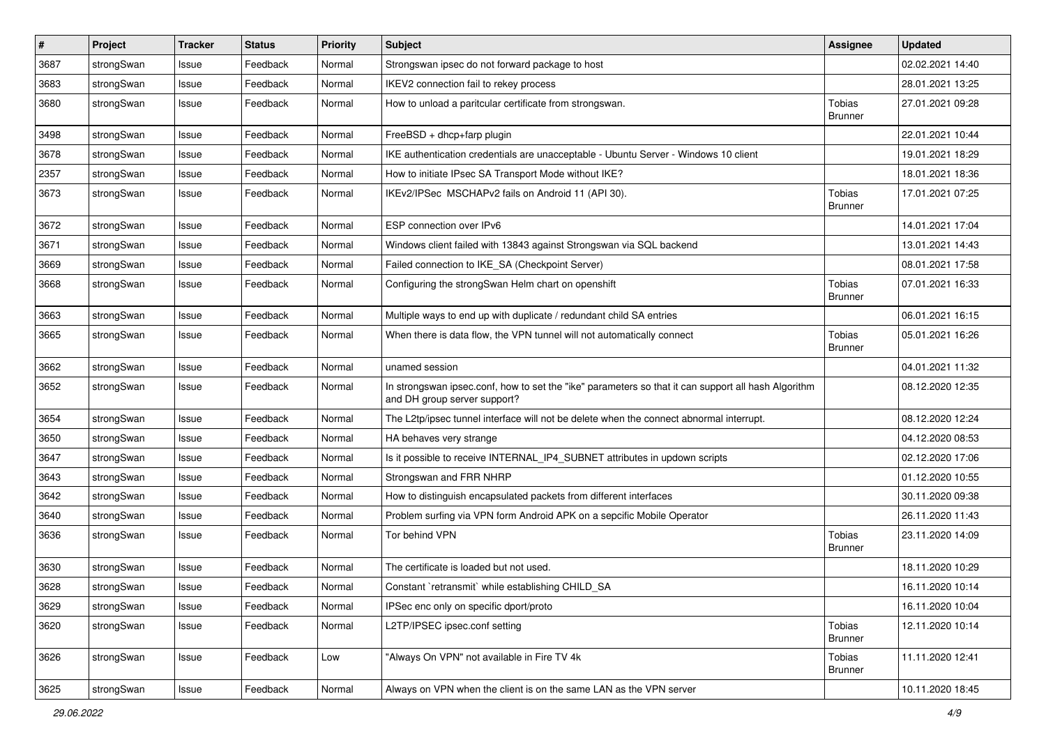| # | Project | Tracker | Status | Priority | Subject | Assignee | Updated |
|---|---|---|---|---|---|---|---|
| 3687 | strongSwan | Issue | Feedback | Normal | Strongswan ipsec do not forward package to host | | 02.02.2021 14:40 |
| 3683 | strongSwan | Issue | Feedback | Normal | IKEV2 connection fail to rekey process | | 28.01.2021 13:25 |
| 3680 | strongSwan | Issue | Feedback | Normal | How to unload a paritcular certificate from strongswan. | Tobias Brunner | 27.01.2021 09:28 |
| 3498 | strongSwan | Issue | Feedback | Normal | FreeBSD + dhcp+farp plugin | | 22.01.2021 10:44 |
| 3678 | strongSwan | Issue | Feedback | Normal | IKE authentication credentials are unacceptable - Ubuntu Server - Windows 10 client | | 19.01.2021 18:29 |
| 2357 | strongSwan | Issue | Feedback | Normal | How to initiate IPsec SA Transport Mode without IKE? | | 18.01.2021 18:36 |
| 3673 | strongSwan | Issue | Feedback | Normal | IKEv2/IPSec MSCHAPv2 fails on Android 11 (API 30). | Tobias Brunner | 17.01.2021 07:25 |
| 3672 | strongSwan | Issue | Feedback | Normal | ESP connection over IPv6 | | 14.01.2021 17:04 |
| 3671 | strongSwan | Issue | Feedback | Normal | Windows client failed with 13843 against Strongswan via SQL backend | | 13.01.2021 14:43 |
| 3669 | strongSwan | Issue | Feedback | Normal | Failed connection to IKE_SA (Checkpoint Server) | | 08.01.2021 17:58 |
| 3668 | strongSwan | Issue | Feedback | Normal | Configuring the strongSwan Helm chart on openshift | Tobias Brunner | 07.01.2021 16:33 |
| 3663 | strongSwan | Issue | Feedback | Normal | Multiple ways to end up with duplicate / redundant child SA entries | | 06.01.2021 16:15 |
| 3665 | strongSwan | Issue | Feedback | Normal | When there is data flow, the VPN tunnel will not automatically connect | Tobias Brunner | 05.01.2021 16:26 |
| 3662 | strongSwan | Issue | Feedback | Normal | unamed session | | 04.01.2021 11:32 |
| 3652 | strongSwan | Issue | Feedback | Normal | In strongswan ipsec.conf, how to set the "ike" parameters so that it can support all hash Algorithm and DH group server support? | | 08.12.2020 12:35 |
| 3654 | strongSwan | Issue | Feedback | Normal | The L2tp/ipsec tunnel interface will not be delete when the connect abnormal interrupt. | | 08.12.2020 12:24 |
| 3650 | strongSwan | Issue | Feedback | Normal | HA behaves very strange | | 04.12.2020 08:53 |
| 3647 | strongSwan | Issue | Feedback | Normal | Is it possible to receive INTERNAL_IP4_SUBNET attributes in updown scripts | | 02.12.2020 17:06 |
| 3643 | strongSwan | Issue | Feedback | Normal | Strongswan and FRR NHRP | | 01.12.2020 10:55 |
| 3642 | strongSwan | Issue | Feedback | Normal | How to distinguish encapsulated packets from different interfaces | | 30.11.2020 09:38 |
| 3640 | strongSwan | Issue | Feedback | Normal | Problem surfing via VPN form Android APK on a sepcific Mobile Operator | | 26.11.2020 11:43 |
| 3636 | strongSwan | Issue | Feedback | Normal | Tor behind VPN | Tobias Brunner | 23.11.2020 14:09 |
| 3630 | strongSwan | Issue | Feedback | Normal | The certificate is loaded but not used. | | 18.11.2020 10:29 |
| 3628 | strongSwan | Issue | Feedback | Normal | Constant `retransmit` while establishing CHILD_SA | | 16.11.2020 10:14 |
| 3629 | strongSwan | Issue | Feedback | Normal | IPSec enc only on specific dport/proto | | 16.11.2020 10:04 |
| 3620 | strongSwan | Issue | Feedback | Normal | L2TP/IPSEC ipsec.conf setting | Tobias Brunner | 12.11.2020 10:14 |
| 3626 | strongSwan | Issue | Feedback | Low | "Always On VPN" not available in Fire TV 4k | Tobias Brunner | 11.11.2020 12:41 |
| 3625 | strongSwan | Issue | Feedback | Normal | Always on VPN when the client is on the same LAN as the VPN server | | 10.11.2020 18:45 |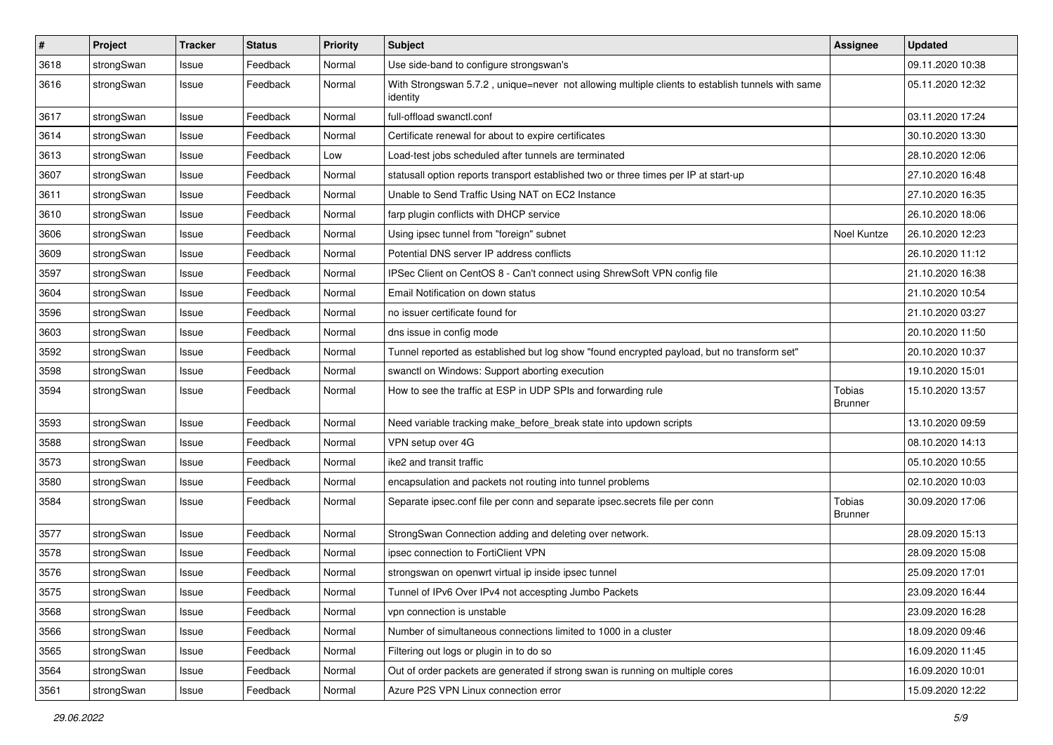| # | Project | Tracker | Status | Priority | Subject | Assignee | Updated |
|---|---|---|---|---|---|---|---|
| 3618 | strongSwan | Issue | Feedback | Normal | Use side-band to configure strongswan's | | 09.11.2020 10:38 |
| 3616 | strongSwan | Issue | Feedback | Normal | With Strongswan 5.7.2 , unique=never not allowing multiple clients to establish tunnels with same identity | | 05.11.2020 12:32 |
| 3617 | strongSwan | Issue | Feedback | Normal | full-offload swanctl.conf | | 03.11.2020 17:24 |
| 3614 | strongSwan | Issue | Feedback | Normal | Certificate renewal for about to expire certificates | | 30.10.2020 13:30 |
| 3613 | strongSwan | Issue | Feedback | Low | Load-test jobs scheduled after tunnels are terminated | | 28.10.2020 12:06 |
| 3607 | strongSwan | Issue | Feedback | Normal | statusall option reports transport established two or three times per IP at start-up | | 27.10.2020 16:48 |
| 3611 | strongSwan | Issue | Feedback | Normal | Unable to Send Traffic Using NAT on EC2 Instance | | 27.10.2020 16:35 |
| 3610 | strongSwan | Issue | Feedback | Normal | farp plugin conflicts with DHCP service | | 26.10.2020 18:06 |
| 3606 | strongSwan | Issue | Feedback | Normal | Using ipsec tunnel from "foreign" subnet | Noel Kuntze | 26.10.2020 12:23 |
| 3609 | strongSwan | Issue | Feedback | Normal | Potential DNS server IP address conflicts | | 26.10.2020 11:12 |
| 3597 | strongSwan | Issue | Feedback | Normal | IPSec Client on CentOS 8 - Can't connect using ShrewSoft VPN config file | | 21.10.2020 16:38 |
| 3604 | strongSwan | Issue | Feedback | Normal | Email Notification on down status | | 21.10.2020 10:54 |
| 3596 | strongSwan | Issue | Feedback | Normal | no issuer certificate found for | | 21.10.2020 03:27 |
| 3603 | strongSwan | Issue | Feedback | Normal | dns issue in config mode | | 20.10.2020 11:50 |
| 3592 | strongSwan | Issue | Feedback | Normal | Tunnel reported as established but log show "found encrypted payload, but no transform set" | | 20.10.2020 10:37 |
| 3598 | strongSwan | Issue | Feedback | Normal | swanctl on Windows: Support aborting execution | | 19.10.2020 15:01 |
| 3594 | strongSwan | Issue | Feedback | Normal | How to see the traffic at ESP in UDP SPIs and forwarding rule | Tobias Brunner | 15.10.2020 13:57 |
| 3593 | strongSwan | Issue | Feedback | Normal | Need variable tracking make_before_break state into updown scripts | | 13.10.2020 09:59 |
| 3588 | strongSwan | Issue | Feedback | Normal | VPN setup over 4G | | 08.10.2020 14:13 |
| 3573 | strongSwan | Issue | Feedback | Normal | ike2 and transit traffic | | 05.10.2020 10:55 |
| 3580 | strongSwan | Issue | Feedback | Normal | encapsulation and packets not routing into tunnel problems | | 02.10.2020 10:03 |
| 3584 | strongSwan | Issue | Feedback | Normal | Separate ipsec.conf file per conn and separate ipsec.secrets file per conn | Tobias Brunner | 30.09.2020 17:06 |
| 3577 | strongSwan | Issue | Feedback | Normal | StrongSwan Connection adding and deleting over network. | | 28.09.2020 15:13 |
| 3578 | strongSwan | Issue | Feedback | Normal | ipsec connection to FortiClient VPN | | 28.09.2020 15:08 |
| 3576 | strongSwan | Issue | Feedback | Normal | strongswan on openwrt virtual ip inside ipsec tunnel | | 25.09.2020 17:01 |
| 3575 | strongSwan | Issue | Feedback | Normal | Tunnel of IPv6 Over IPv4 not accespting Jumbo Packets | | 23.09.2020 16:44 |
| 3568 | strongSwan | Issue | Feedback | Normal | vpn connection is unstable | | 23.09.2020 16:28 |
| 3566 | strongSwan | Issue | Feedback | Normal | Number of simultaneous connections limited to 1000 in a cluster | | 18.09.2020 09:46 |
| 3565 | strongSwan | Issue | Feedback | Normal | Filtering out logs or plugin in to do so | | 16.09.2020 11:45 |
| 3564 | strongSwan | Issue | Feedback | Normal | Out of order packets are generated if strong swan is running on multiple cores | | 16.09.2020 10:01 |
| 3561 | strongSwan | Issue | Feedback | Normal | Azure P2S VPN Linux connection error | | 15.09.2020 12:22 |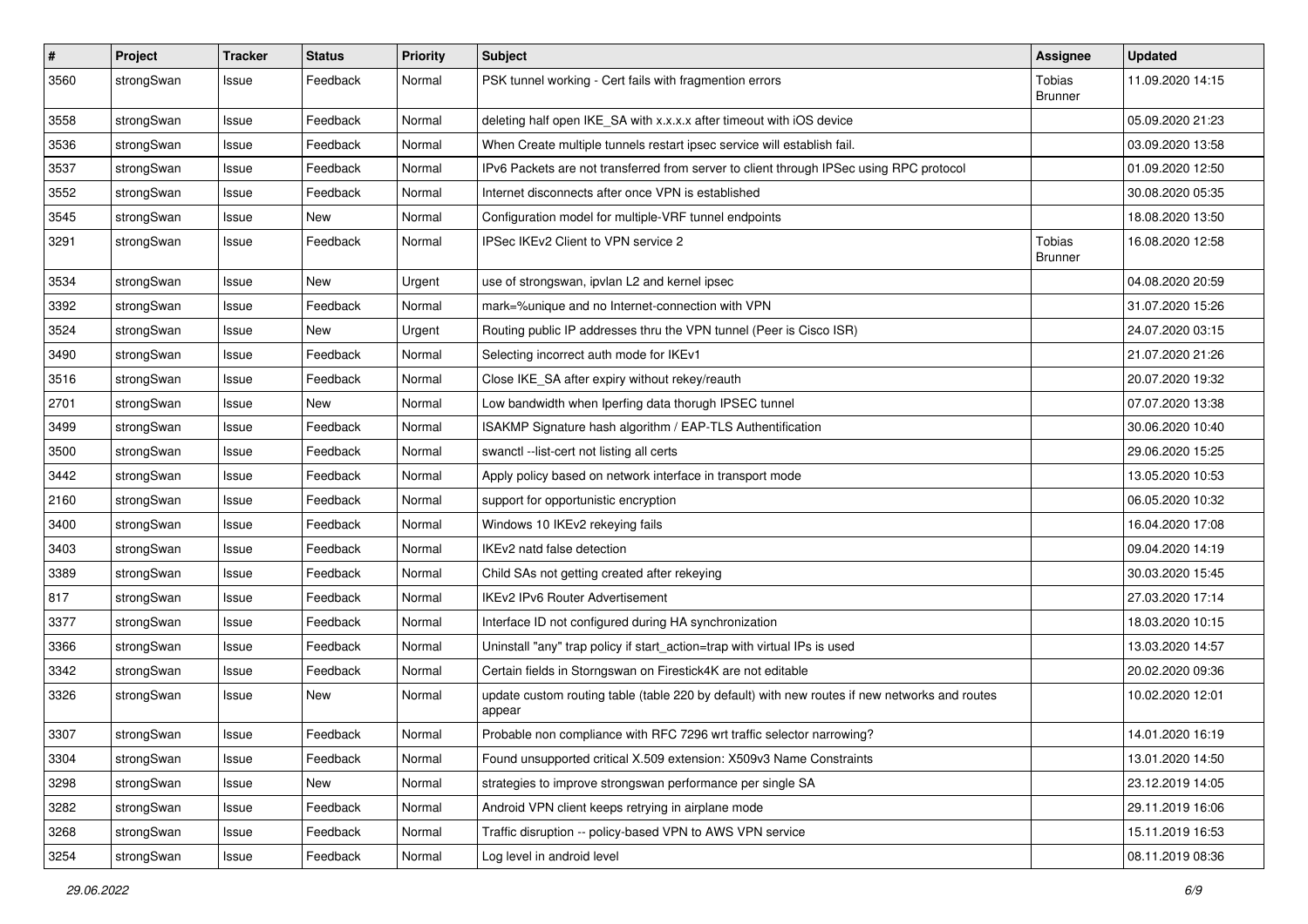| # | Project | Tracker | Status | Priority | Subject | Assignee | Updated |
|---|---|---|---|---|---|---|---|
| 3560 | strongSwan | Issue | Feedback | Normal | PSK tunnel working - Cert fails with fragmention errors | Tobias Brunner | 11.09.2020 14:15 |
| 3558 | strongSwan | Issue | Feedback | Normal | deleting half open IKE_SA with x.x.x.x after timeout with iOS device | | 05.09.2020 21:23 |
| 3536 | strongSwan | Issue | Feedback | Normal | When Create multiple tunnels restart ipsec service will establish fail. | | 03.09.2020 13:58 |
| 3537 | strongSwan | Issue | Feedback | Normal | IPv6 Packets are not transferred from server to client through IPSec using RPC protocol | | 01.09.2020 12:50 |
| 3552 | strongSwan | Issue | Feedback | Normal | Internet disconnects after once VPN is established | | 30.08.2020 05:35 |
| 3545 | strongSwan | Issue | New | Normal | Configuration model for multiple-VRF tunnel endpoints | | 18.08.2020 13:50 |
| 3291 | strongSwan | Issue | Feedback | Normal | IPSec IKEv2 Client to VPN service 2 | Tobias Brunner | 16.08.2020 12:58 |
| 3534 | strongSwan | Issue | New | Urgent | use of strongswan, ipvlan L2 and kernel ipsec | | 04.08.2020 20:59 |
| 3392 | strongSwan | Issue | Feedback | Normal | mark=%unique and no Internet-connection with VPN | | 31.07.2020 15:26 |
| 3524 | strongSwan | Issue | New | Urgent | Routing public IP addresses thru the VPN tunnel (Peer is Cisco ISR) | | 24.07.2020 03:15 |
| 3490 | strongSwan | Issue | Feedback | Normal | Selecting incorrect auth mode for IKEv1 | | 21.07.2020 21:26 |
| 3516 | strongSwan | Issue | Feedback | Normal | Close IKE_SA after expiry without rekey/reauth | | 20.07.2020 19:32 |
| 2701 | strongSwan | Issue | New | Normal | Low bandwidth when Iperfing data thorugh IPSEC tunnel | | 07.07.2020 13:38 |
| 3499 | strongSwan | Issue | Feedback | Normal | ISAKMP Signature hash algorithm / EAP-TLS Authentification | | 30.06.2020 10:40 |
| 3500 | strongSwan | Issue | Feedback | Normal | swanctl --list-cert not listing all certs | | 29.06.2020 15:25 |
| 3442 | strongSwan | Issue | Feedback | Normal | Apply policy based on network interface in transport mode | | 13.05.2020 10:53 |
| 2160 | strongSwan | Issue | Feedback | Normal | support for opportunistic encryption | | 06.05.2020 10:32 |
| 3400 | strongSwan | Issue | Feedback | Normal | Windows 10 IKEv2 rekeying fails | | 16.04.2020 17:08 |
| 3403 | strongSwan | Issue | Feedback | Normal | IKEv2 natd false detection | | 09.04.2020 14:19 |
| 3389 | strongSwan | Issue | Feedback | Normal | Child SAs not getting created after rekeying | | 30.03.2020 15:45 |
| 817 | strongSwan | Issue | Feedback | Normal | IKEv2 IPv6 Router Advertisement | | 27.03.2020 17:14 |
| 3377 | strongSwan | Issue | Feedback | Normal | Interface ID not configured during HA synchronization | | 18.03.2020 10:15 |
| 3366 | strongSwan | Issue | Feedback | Normal | Uninstall "any" trap policy if start_action=trap with virtual IPs is used | | 13.03.2020 14:57 |
| 3342 | strongSwan | Issue | Feedback | Normal | Certain fields in Storngswan on Firestick4K are not editable | | 20.02.2020 09:36 |
| 3326 | strongSwan | Issue | New | Normal | update custom routing table (table 220 by default) with new routes if new networks and routes appear | | 10.02.2020 12:01 |
| 3307 | strongSwan | Issue | Feedback | Normal | Probable non compliance with RFC 7296 wrt traffic selector narrowing? | | 14.01.2020 16:19 |
| 3304 | strongSwan | Issue | Feedback | Normal | Found unsupported critical X.509 extension: X509v3 Name Constraints | | 13.01.2020 14:50 |
| 3298 | strongSwan | Issue | New | Normal | strategies to improve strongswan performance per single SA | | 23.12.2019 14:05 |
| 3282 | strongSwan | Issue | Feedback | Normal | Android VPN client keeps retrying in airplane mode | | 29.11.2019 16:06 |
| 3268 | strongSwan | Issue | Feedback | Normal | Traffic disruption -- policy-based VPN to AWS VPN service | | 15.11.2019 16:53 |
| 3254 | strongSwan | Issue | Feedback | Normal | Log level in android level | | 08.11.2019 08:36 |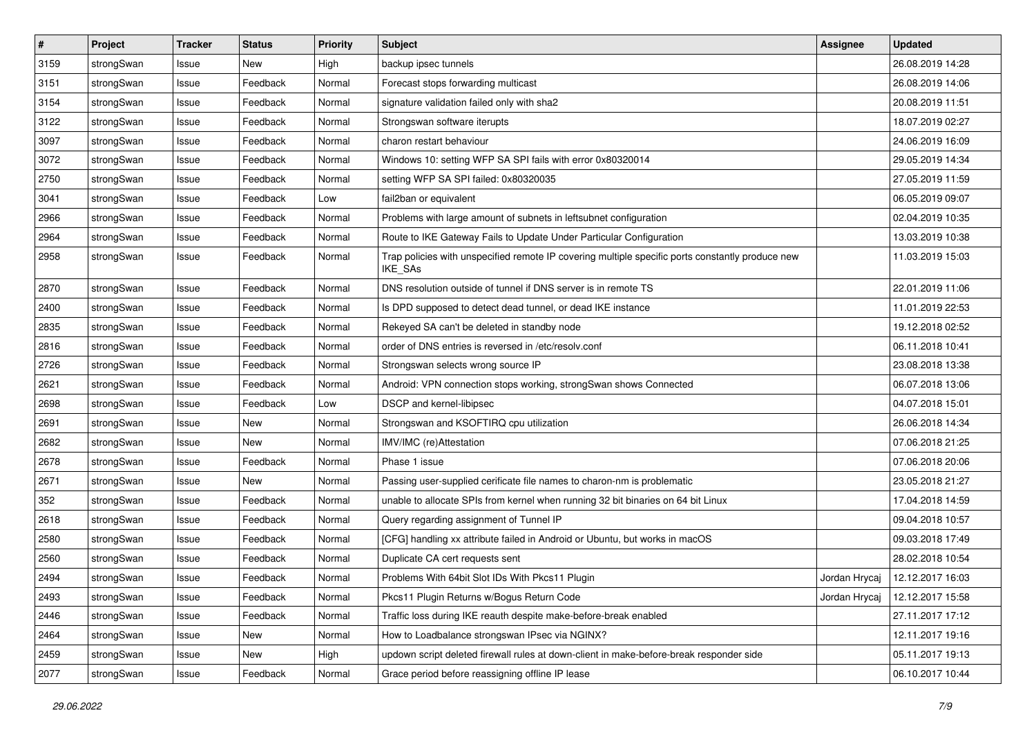| # | Project | Tracker | Status | Priority | Subject | Assignee | Updated |
|---|---|---|---|---|---|---|---|
| 3159 | strongSwan | Issue | New | High | backup ipsec tunnels | | 26.08.2019 14:28 |
| 3151 | strongSwan | Issue | Feedback | Normal | Forecast stops forwarding multicast | | 26.08.2019 14:06 |
| 3154 | strongSwan | Issue | Feedback | Normal | signature validation failed only with sha2 | | 20.08.2019 11:51 |
| 3122 | strongSwan | Issue | Feedback | Normal | Strongswan software iterupts | | 18.07.2019 02:27 |
| 3097 | strongSwan | Issue | Feedback | Normal | charon restart behaviour | | 24.06.2019 16:09 |
| 3072 | strongSwan | Issue | Feedback | Normal | Windows 10: setting WFP SA SPI fails with error 0x80320014 | | 29.05.2019 14:34 |
| 2750 | strongSwan | Issue | Feedback | Normal | setting WFP SA SPI failed: 0x80320035 | | 27.05.2019 11:59 |
| 3041 | strongSwan | Issue | Feedback | Low | fail2ban or equivalent | | 06.05.2019 09:07 |
| 2966 | strongSwan | Issue | Feedback | Normal | Problems with large amount of subnets in leftsubnet configuration | | 02.04.2019 10:35 |
| 2964 | strongSwan | Issue | Feedback | Normal | Route to IKE Gateway Fails to Update Under Particular Configuration | | 13.03.2019 10:38 |
| 2958 | strongSwan | Issue | Feedback | Normal | Trap policies with unspecified remote IP covering multiple specific ports constantly produce new IKE_SAs | | 11.03.2019 15:03 |
| 2870 | strongSwan | Issue | Feedback | Normal | DNS resolution outside of tunnel if DNS server is in remote TS | | 22.01.2019 11:06 |
| 2400 | strongSwan | Issue | Feedback | Normal | Is DPD supposed to detect dead tunnel, or dead IKE instance | | 11.01.2019 22:53 |
| 2835 | strongSwan | Issue | Feedback | Normal | Rekeyed SA can't be deleted in standby node | | 19.12.2018 02:52 |
| 2816 | strongSwan | Issue | Feedback | Normal | order of DNS entries is reversed in /etc/resolv.conf | | 06.11.2018 10:41 |
| 2726 | strongSwan | Issue | Feedback | Normal | Strongswan selects wrong source IP | | 23.08.2018 13:38 |
| 2621 | strongSwan | Issue | Feedback | Normal | Android: VPN connection stops working, strongSwan shows Connected | | 06.07.2018 13:06 |
| 2698 | strongSwan | Issue | Feedback | Low | DSCP and kernel-libipsec | | 04.07.2018 15:01 |
| 2691 | strongSwan | Issue | New | Normal | Strongswan and KSOFTIRQ cpu utilization | | 26.06.2018 14:34 |
| 2682 | strongSwan | Issue | New | Normal | IMV/IMC (re)Attestation | | 07.06.2018 21:25 |
| 2678 | strongSwan | Issue | Feedback | Normal | Phase 1 issue | | 07.06.2018 20:06 |
| 2671 | strongSwan | Issue | New | Normal | Passing user-supplied cerificate file names to charon-nm is problematic | | 23.05.2018 21:27 |
| 352 | strongSwan | Issue | Feedback | Normal | unable to allocate SPIs from kernel when running 32 bit binaries on 64 bit Linux | | 17.04.2018 14:59 |
| 2618 | strongSwan | Issue | Feedback | Normal | Query regarding assignment of Tunnel IP | | 09.04.2018 10:57 |
| 2580 | strongSwan | Issue | Feedback | Normal | [CFG] handling xx attribute failed in Android or Ubuntu, but works in macOS | | 09.03.2018 17:49 |
| 2560 | strongSwan | Issue | Feedback | Normal | Duplicate CA cert requests sent | | 28.02.2018 10:54 |
| 2494 | strongSwan | Issue | Feedback | Normal | Problems With 64bit Slot IDs With Pkcs11 Plugin | Jordan Hrycaj | 12.12.2017 16:03 |
| 2493 | strongSwan | Issue | Feedback | Normal | Pkcs11 Plugin Returns w/Bogus Return Code | Jordan Hrycaj | 12.12.2017 15:58 |
| 2446 | strongSwan | Issue | Feedback | Normal | Traffic loss during IKE reauth despite make-before-break enabled | | 27.11.2017 17:12 |
| 2464 | strongSwan | Issue | New | Normal | How to Loadbalance strongswan IPsec via NGINX? | | 12.11.2017 19:16 |
| 2459 | strongSwan | Issue | New | High | updown script deleted firewall rules at down-client in make-before-break responder side | | 05.11.2017 19:13 |
| 2077 | strongSwan | Issue | Feedback | Normal | Grace period before reassigning offline IP lease | | 06.10.2017 10:44 |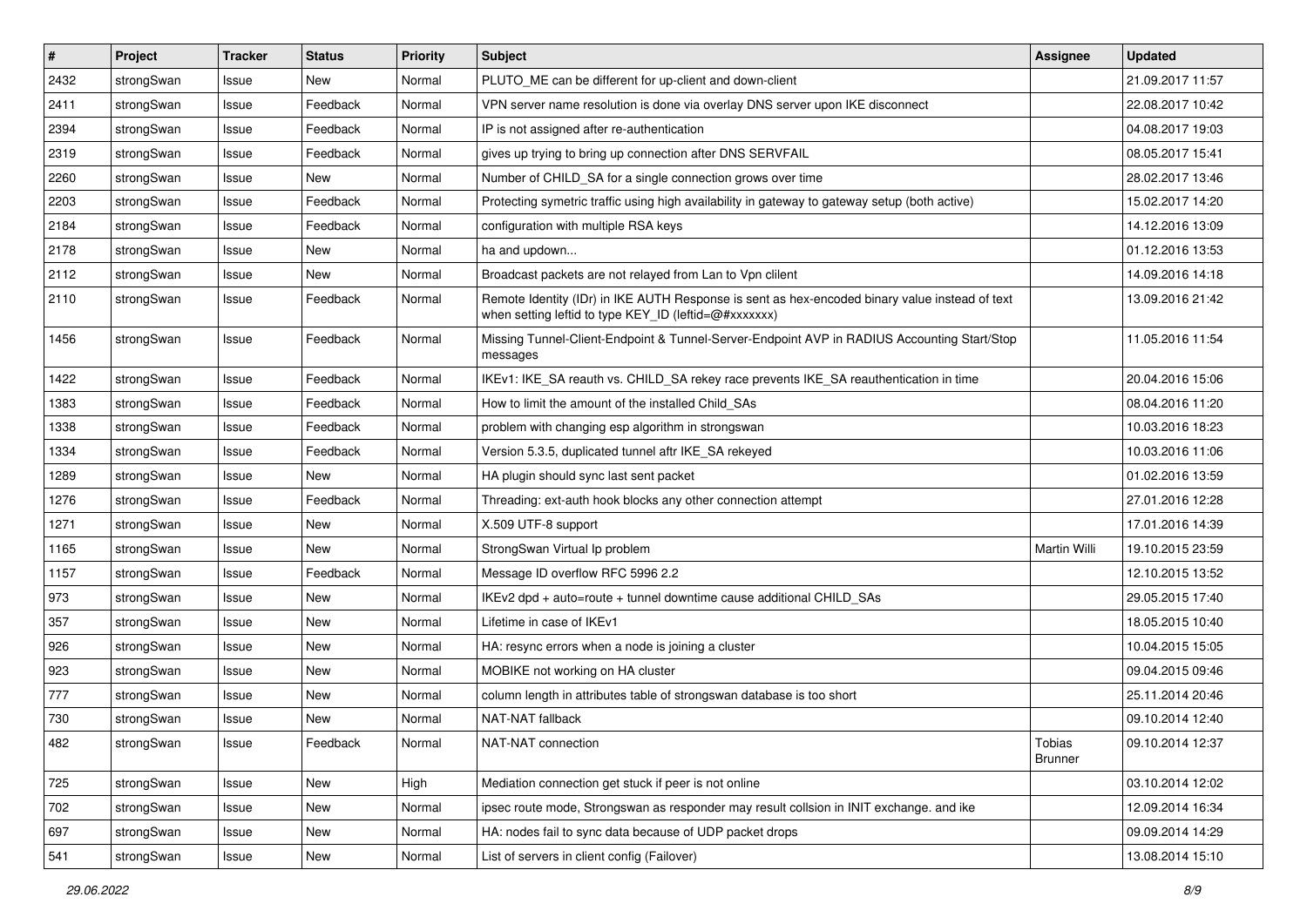| # | Project | Tracker | Status | Priority | Subject | Assignee | Updated |
|---|---|---|---|---|---|---|---|
| 2432 | strongSwan | Issue | New | Normal | PLUTO_ME can be different for up-client and down-client | | 21.09.2017 11:57 |
| 2411 | strongSwan | Issue | Feedback | Normal | VPN server name resolution is done via overlay DNS server upon IKE disconnect | | 22.08.2017 10:42 |
| 2394 | strongSwan | Issue | Feedback | Normal | IP is not assigned after re-authentication | | 04.08.2017 19:03 |
| 2319 | strongSwan | Issue | Feedback | Normal | gives up trying to bring up connection after DNS SERVFAIL | | 08.05.2017 15:41 |
| 2260 | strongSwan | Issue | New | Normal | Number of CHILD_SA for a single connection grows over time | | 28.02.2017 13:46 |
| 2203 | strongSwan | Issue | Feedback | Normal | Protecting symetric traffic using high availability in gateway to gateway setup (both active) | | 15.02.2017 14:20 |
| 2184 | strongSwan | Issue | Feedback | Normal | configuration with multiple RSA keys | | 14.12.2016 13:09 |
| 2178 | strongSwan | Issue | New | Normal | ha and updown... | | 01.12.2016 13:53 |
| 2112 | strongSwan | Issue | New | Normal | Broadcast packets are not relayed from Lan to Vpn clilent | | 14.09.2016 14:18 |
| 2110 | strongSwan | Issue | Feedback | Normal | Remote Identity (IDr) in IKE AUTH Response is sent as hex-encoded binary value instead of text when setting leftid to type KEY_ID (leftid=@#xxxxxxx) | | 13.09.2016 21:42 |
| 1456 | strongSwan | Issue | Feedback | Normal | Missing Tunnel-Client-Endpoint & Tunnel-Server-Endpoint AVP in RADIUS Accounting Start/Stop messages | | 11.05.2016 11:54 |
| 1422 | strongSwan | Issue | Feedback | Normal | IKEv1: IKE_SA reauth vs. CHILD_SA rekey race prevents IKE_SA reauthentication in time | | 20.04.2016 15:06 |
| 1383 | strongSwan | Issue | Feedback | Normal | How to limit the amount of the installed Child_SAs | | 08.04.2016 11:20 |
| 1338 | strongSwan | Issue | Feedback | Normal | problem with changing esp algorithm in strongswan | | 10.03.2016 18:23 |
| 1334 | strongSwan | Issue | Feedback | Normal | Version 5.3.5, duplicated tunnel aftr IKE_SA rekeyed | | 10.03.2016 11:06 |
| 1289 | strongSwan | Issue | New | Normal | HA plugin should sync last sent packet | | 01.02.2016 13:59 |
| 1276 | strongSwan | Issue | Feedback | Normal | Threading: ext-auth hook blocks any other connection attempt | | 27.01.2016 12:28 |
| 1271 | strongSwan | Issue | New | Normal | X.509 UTF-8 support | | 17.01.2016 14:39 |
| 1165 | strongSwan | Issue | New | Normal | StrongSwan Virtual Ip problem | Martin Willi | 19.10.2015 23:59 |
| 1157 | strongSwan | Issue | Feedback | Normal | Message ID overflow RFC 5996 2.2 | | 12.10.2015 13:52 |
| 973 | strongSwan | Issue | New | Normal | IKEv2 dpd + auto=route + tunnel downtime cause additional CHILD_SAs | | 29.05.2015 17:40 |
| 357 | strongSwan | Issue | New | Normal | Lifetime in case of IKEv1 | | 18.05.2015 10:40 |
| 926 | strongSwan | Issue | New | Normal | HA: resync errors when a node is joining a cluster | | 10.04.2015 15:05 |
| 923 | strongSwan | Issue | New | Normal | MOBIKE not working on HA cluster | | 09.04.2015 09:46 |
| 777 | strongSwan | Issue | New | Normal | column length in attributes table of strongswan database is too short | | 25.11.2014 20:46 |
| 730 | strongSwan | Issue | New | Normal | NAT-NAT fallback | | 09.10.2014 12:40 |
| 482 | strongSwan | Issue | Feedback | Normal | NAT-NAT connection | Tobias Brunner | 09.10.2014 12:37 |
| 725 | strongSwan | Issue | New | High | Mediation connection get stuck if peer is not online | | 03.10.2014 12:02 |
| 702 | strongSwan | Issue | New | Normal | ipsec route mode, Strongswan as responder may result collsion in INIT exchange. and ike | | 12.09.2014 16:34 |
| 697 | strongSwan | Issue | New | Normal | HA: nodes fail to sync data because of UDP packet drops | | 09.09.2014 14:29 |
| 541 | strongSwan | Issue | New | Normal | List of servers in client config (Failover) | | 13.08.2014 15:10 |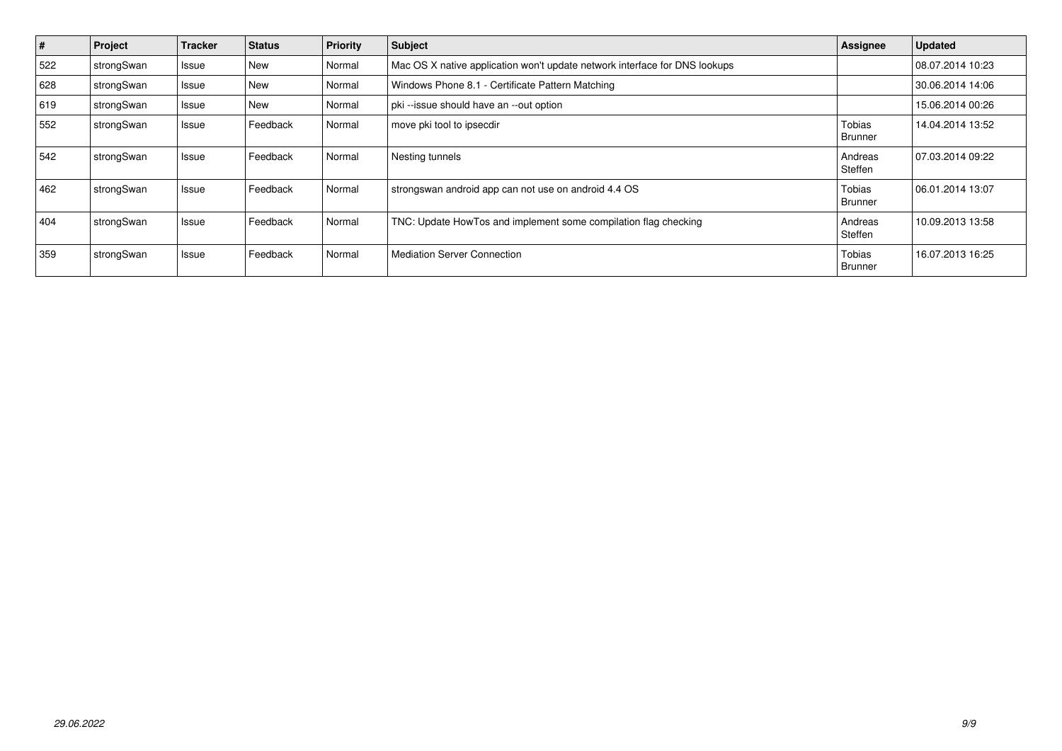| # | Project | Tracker | Status | Priority | Subject | Assignee | Updated |
| --- | --- | --- | --- | --- | --- | --- | --- |
| 522 | strongSwan | Issue | New | Normal | Mac OS X native application won't update network interface for DNS lookups | | 08.07.2014 10:23 |
| 628 | strongSwan | Issue | New | Normal | Windows Phone 8.1 - Certificate Pattern Matching | | 30.06.2014 14:06 |
| 619 | strongSwan | Issue | New | Normal | pki --issue should have an --out option | | 15.06.2014 00:26 |
| 552 | strongSwan | Issue | Feedback | Normal | move pki tool to ipsecdir | Tobias Brunner | 14.04.2014 13:52 |
| 542 | strongSwan | Issue | Feedback | Normal | Nesting tunnels | Andreas Steffen | 07.03.2014 09:22 |
| 462 | strongSwan | Issue | Feedback | Normal | strongswan android app can not use on android 4.4 OS | Tobias Brunner | 06.01.2014 13:07 |
| 404 | strongSwan | Issue | Feedback | Normal | TNC: Update HowTos and implement some compilation flag checking | Andreas Steffen | 10.09.2013 13:58 |
| 359 | strongSwan | Issue | Feedback | Normal | Mediation Server Connection | Tobias Brunner | 16.07.2013 16:25 |